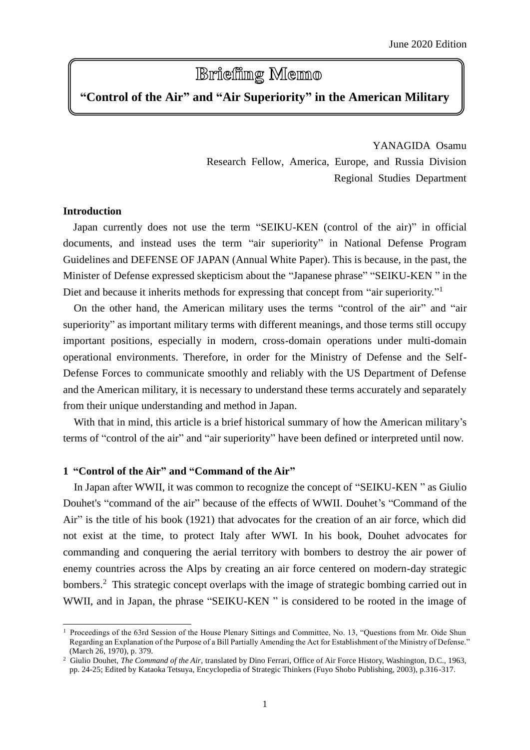June 2020 Edition

# Briefing Memo

## "Control of the Air" and "Air Superiority" in the American Military

YANAGIDA Osamu
Research Fellow, America, Europe, and Russia Division
Regional Studies Department

**Introduction**

Japan currently does not use the term "SEIKU-KEN (control of the air)" in official documents, and instead uses the term "air superiority" in National Defense Program Guidelines and DEFENSE OF JAPAN (Annual White Paper). This is because, in the past, the Minister of Defense expressed skepticism about the "Japanese phrase" "SEIKU-KEN " in the Diet and because it inherits methods for expressing that concept from "air superiority."[1]

On the other hand, the American military uses the terms "control of the air" and "air superiority" as important military terms with different meanings, and those terms still occupy important positions, especially in modern, cross-domain operations under multi-domain operational environments. Therefore, in order for the Ministry of Defense and the Self-Defense Forces to communicate smoothly and reliably with the US Department of Defense and the American military, it is necessary to understand these terms accurately and separately from their unique understanding and method in Japan.

With that in mind, this article is a brief historical summary of how the American military's terms of "control of the air" and "air superiority" have been defined or interpreted until now.

**1 "Control of the Air" and "Command of the Air"**

In Japan after WWII, it was common to recognize the concept of "SEIKU-KEN " as Giulio Douhet's "command of the air" because of the effects of WWII. Douhet's "Command of the Air" is the title of his book (1921) that advocates for the creation of an air force, which did not exist at the time, to protect Italy after WWI. In his book, Douhet advocates for commanding and conquering the aerial territory with bombers to destroy the air power of enemy countries across the Alps by creating an air force centered on modern-day strategic bombers.[2] This strategic concept overlaps with the image of strategic bombing carried out in WWII, and in Japan, the phrase "SEIKU-KEN " is considered to be rooted in the image of

---

[1] Proceedings of the 63rd Session of the House Plenary Sittings and Committee, No. 13, "Questions from Mr. Oide Shun Regarding an Explanation of the Purpose of a Bill Partially Amending the Act for Establishment of the Ministry of Defense." (March 26, 1970), p. 379.

[2] Giulio Douhet, *The Command of the Air*, translated by Dino Ferrari, Office of Air Force History, Washington, D.C., 1963, pp. 24-25; Edited by Kataoka Tetsuya, Encyclopedia of Strategic Thinkers (Fuyo Shobo Publishing, 2003), p.316-317.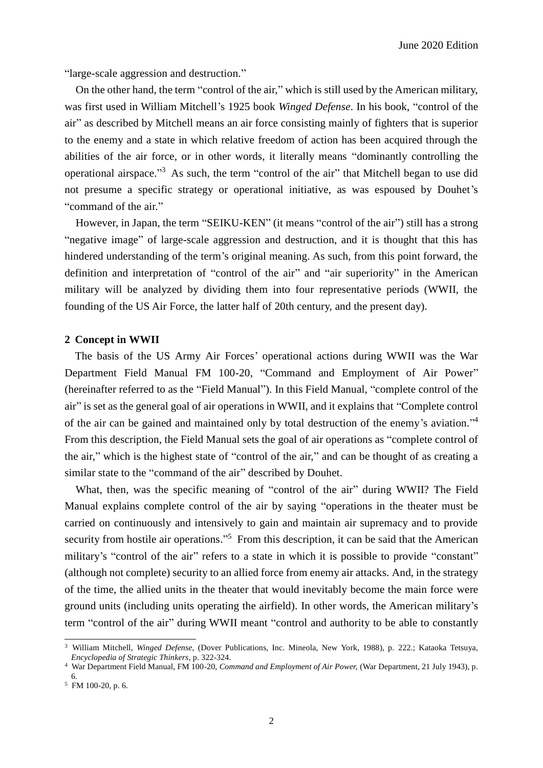"large-scale aggression and destruction."

On the other hand, the term "control of the air," which is still used by the American military, was first used in William Mitchell's 1925 book *Winged Defense*. In his book, "control of the air" as described by Mitchell means an air force consisting mainly of fighters that is superior to the enemy and a state in which relative freedom of action has been acquired through the abilities of the air force, or in other words, it literally means "dominantly controlling the operational airspace."[3] As such, the term "control of the air" that Mitchell began to use did not presume a specific strategy or operational initiative, as was espoused by Douhet's "command of the air."

However, in Japan, the term "SEIKU-KEN" (it means "control of the air") still has a strong "negative image" of large-scale aggression and destruction, and it is thought that this has hindered understanding of the term's original meaning. As such, from this point forward, the definition and interpretation of "control of the air" and "air superiority" in the American military will be analyzed by dividing them into four representative periods (WWII, the founding of the US Air Force, the latter half of 20th century, and the present day).

## 2 Concept in WWII

The basis of the US Army Air Forces' operational actions during WWII was the War Department Field Manual FM 100-20, "Command and Employment of Air Power" (hereinafter referred to as the "Field Manual"). In this Field Manual, "complete control of the air" is set as the general goal of air operations in WWII, and it explains that "Complete control of the air can be gained and maintained only by total destruction of the enemy's aviation."[4] From this description, the Field Manual sets the goal of air operations as "complete control of the air," which is the highest state of "control of the air," and can be thought of as creating a similar state to the "command of the air" described by Douhet.

What, then, was the specific meaning of "control of the air" during WWII? The Field Manual explains complete control of the air by saying "operations in the theater must be carried on continuously and intensively to gain and maintain air supremacy and to provide security from hostile air operations."[5] From this description, it can be said that the American military's "control of the air" refers to a state in which it is possible to provide "constant" (although not complete) security to an allied force from enemy air attacks. And, in the strategy of the time, the allied units in the theater that would inevitably become the main force were ground units (including units operating the airfield). In other words, the American military's term "control of the air" during WWII meant "control and authority to be able to constantly

---

[3] William Mitchell, *Winged Defense*, (Dover Publications, Inc. Mineola, New York, 1988), p. 222.; Kataoka Tetsuya, *Encyclopedia of Strategic Thinkers*, p. 322-324.

[4] War Department Field Manual, FM 100-20, *Command and Employment of Air Power,* (War Department, 21 July 1943), p. 6.

[5] FM 100-20, p. 6.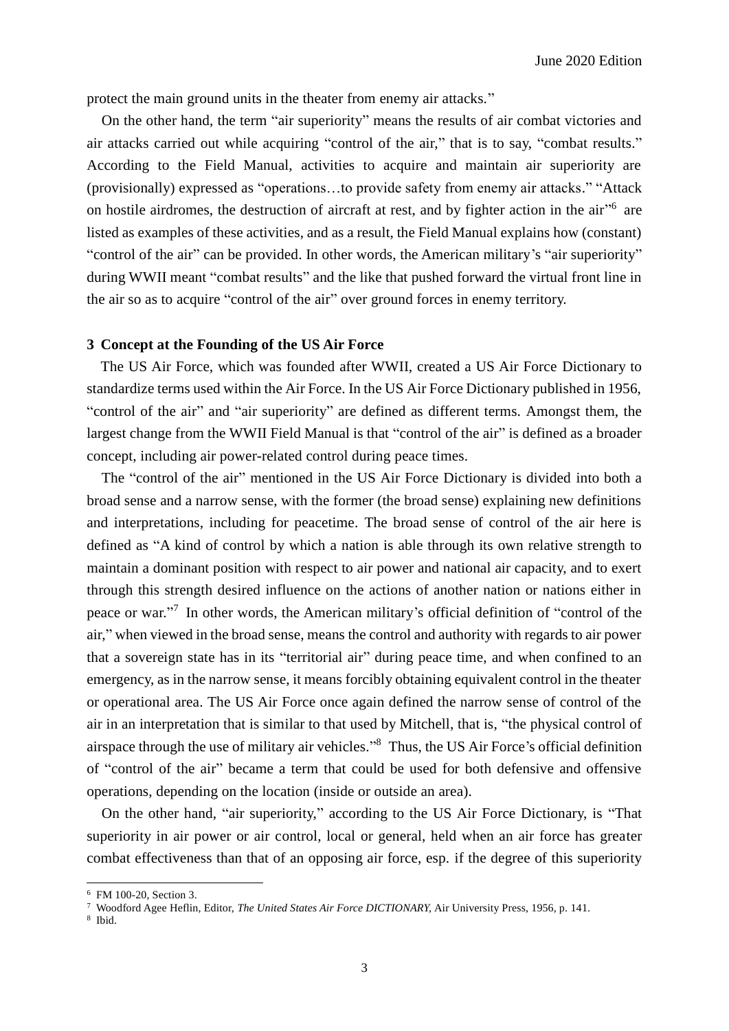protect the main ground units in the theater from enemy air attacks."

On the other hand, the term "air superiority" means the results of air combat victories and air attacks carried out while acquiring "control of the air," that is to say, "combat results." According to the Field Manual, activities to acquire and maintain air superiority are (provisionally) expressed as "operations…to provide safety from enemy air attacks." "Attack on hostile airdromes, the destruction of aircraft at rest, and by fighter action in the air"[6] are listed as examples of these activities, and as a result, the Field Manual explains how (constant) "control of the air" can be provided. In other words, the American military's "air superiority" during WWII meant "combat results" and the like that pushed forward the virtual front line in the air so as to acquire "control of the air" over ground forces in enemy territory.

### 3 Concept at the Founding of the US Air Force

The US Air Force, which was founded after WWII, created a US Air Force Dictionary to standardize terms used within the Air Force. In the US Air Force Dictionary published in 1956, "control of the air" and "air superiority" are defined as different terms. Amongst them, the largest change from the WWII Field Manual is that "control of the air" is defined as a broader concept, including air power-related control during peace times.

The "control of the air" mentioned in the US Air Force Dictionary is divided into both a broad sense and a narrow sense, with the former (the broad sense) explaining new definitions and interpretations, including for peacetime. The broad sense of control of the air here is defined as "A kind of control by which a nation is able through its own relative strength to maintain a dominant position with respect to air power and national air capacity, and to exert through this strength desired influence on the actions of another nation or nations either in peace or war."[7] In other words, the American military's official definition of "control of the air," when viewed in the broad sense, means the control and authority with regards to air power that a sovereign state has in its "territorial air" during peace time, and when confined to an emergency, as in the narrow sense, it means forcibly obtaining equivalent control in the theater or operational area. The US Air Force once again defined the narrow sense of control of the air in an interpretation that is similar to that used by Mitchell, that is, "the physical control of airspace through the use of military air vehicles."[8] Thus, the US Air Force's official definition of "control of the air" became a term that could be used for both defensive and offensive operations, depending on the location (inside or outside an area).

On the other hand, "air superiority," according to the US Air Force Dictionary, is "That superiority in air power or air control, local or general, held when an air force has greater combat effectiveness than that of an opposing air force, esp. if the degree of this superiority

---

[6] FM 100-20, Section 3.

[7] Woodford Agee Heflin, Editor, *The United States Air Force DICTIONARY*, Air University Press, 1956, p. 141.

[8] Ibid.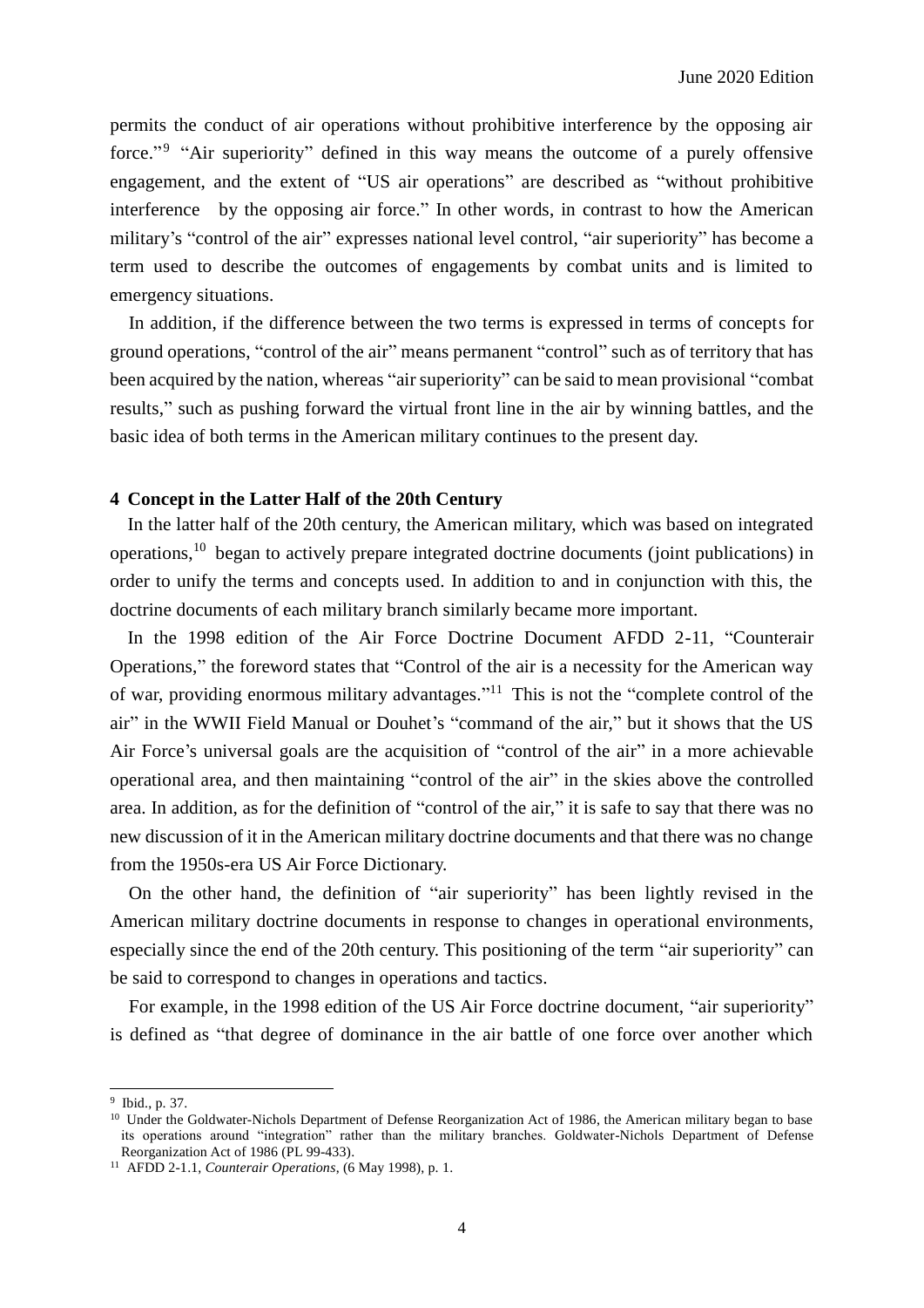permits the conduct of air operations without prohibitive interference by the opposing air force."[9] "Air superiority" defined in this way means the outcome of a purely offensive engagement, and the extent of "US air operations" are described as "without prohibitive interference by the opposing air force." In other words, in contrast to how the American military's "control of the air" expresses national level control, "air superiority" has become a term used to describe the outcomes of engagements by combat units and is limited to emergency situations.

In addition, if the difference between the two terms is expressed in terms of concepts for ground operations, "control of the air" means permanent "control" such as of territory that has been acquired by the nation, whereas "air superiority" can be said to mean provisional "combat results," such as pushing forward the virtual front line in the air by winning battles, and the basic idea of both terms in the American military continues to the present day.

## 4 Concept in the Latter Half of the 20th Century

In the latter half of the 20th century, the American military, which was based on integrated operations,[10] began to actively prepare integrated doctrine documents (joint publications) in order to unify the terms and concepts used. In addition to and in conjunction with this, the doctrine documents of each military branch similarly became more important.

In the 1998 edition of the Air Force Doctrine Document AFDD 2-11, "Counterair Operations," the foreword states that "Control of the air is a necessity for the American way of war, providing enormous military advantages."[11] This is not the "complete control of the air" in the WWII Field Manual or Douhet's "command of the air," but it shows that the US Air Force's universal goals are the acquisition of "control of the air" in a more achievable operational area, and then maintaining "control of the air" in the skies above the controlled area. In addition, as for the definition of "control of the air," it is safe to say that there was no new discussion of it in the American military doctrine documents and that there was no change from the 1950s-era US Air Force Dictionary.

On the other hand, the definition of "air superiority" has been lightly revised in the American military doctrine documents in response to changes in operational environments, especially since the end of the 20th century. This positioning of the term "air superiority" can be said to correspond to changes in operations and tactics.

For example, in the 1998 edition of the US Air Force doctrine document, "air superiority" is defined as "that degree of dominance in the air battle of one force over another which

---

[9] Ibid., p. 37.

[10] Under the Goldwater-Nichols Department of Defense Reorganization Act of 1986, the American military began to base its operations around "integration" rather than the military branches. Goldwater-Nichols Department of Defense Reorganization Act of 1986 (PL 99-433).

[11] AFDD 2-1.1, *Counterair Operations*, (6 May 1998), p. 1.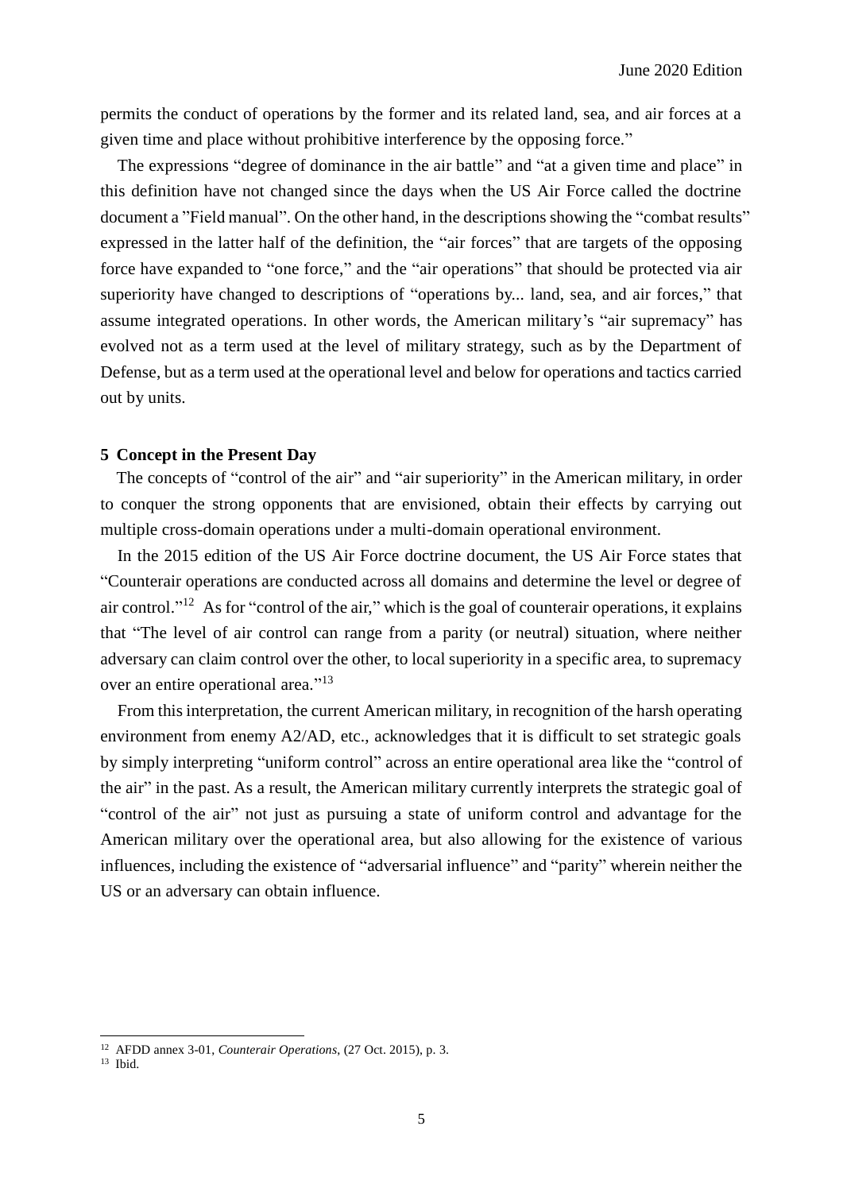permits the conduct of operations by the former and its related land, sea, and air forces at a given time and place without prohibitive interference by the opposing force."

The expressions "degree of dominance in the air battle" and "at a given time and place" in this definition have not changed since the days when the US Air Force called the doctrine document a "Field manual". On the other hand, in the descriptions showing the "combat results" expressed in the latter half of the definition, the "air forces" that are targets of the opposing force have expanded to "one force," and the "air operations" that should be protected via air superiority have changed to descriptions of "operations by... land, sea, and air forces," that assume integrated operations. In other words, the American military's "air supremacy" has evolved not as a term used at the level of military strategy, such as by the Department of Defense, but as a term used at the operational level and below for operations and tactics carried out by units.

### 5 Concept in the Present Day

The concepts of "control of the air" and "air superiority" in the American military, in order to conquer the strong opponents that are envisioned, obtain their effects by carrying out multiple cross-domain operations under a multi-domain operational environment.

In the 2015 edition of the US Air Force doctrine document, the US Air Force states that "Counterair operations are conducted across all domains and determine the level or degree of air control."[12] As for "control of the air," which is the goal of counterair operations, it explains that "The level of air control can range from a parity (or neutral) situation, where neither adversary can claim control over the other, to local superiority in a specific area, to supremacy over an entire operational area."[13]

From this interpretation, the current American military, in recognition of the harsh operating environment from enemy A2/AD, etc., acknowledges that it is difficult to set strategic goals by simply interpreting "uniform control" across an entire operational area like the "control of the air" in the past. As a result, the American military currently interprets the strategic goal of "control of the air" not just as pursuing a state of uniform control and advantage for the American military over the operational area, but also allowing for the existence of various influences, including the existence of "adversarial influence" and "parity" wherein neither the US or an adversary can obtain influence.

---

[12] AFDD annex 3-01, *Counterair Operations*, (27 Oct. 2015), p. 3.

[13] Ibid.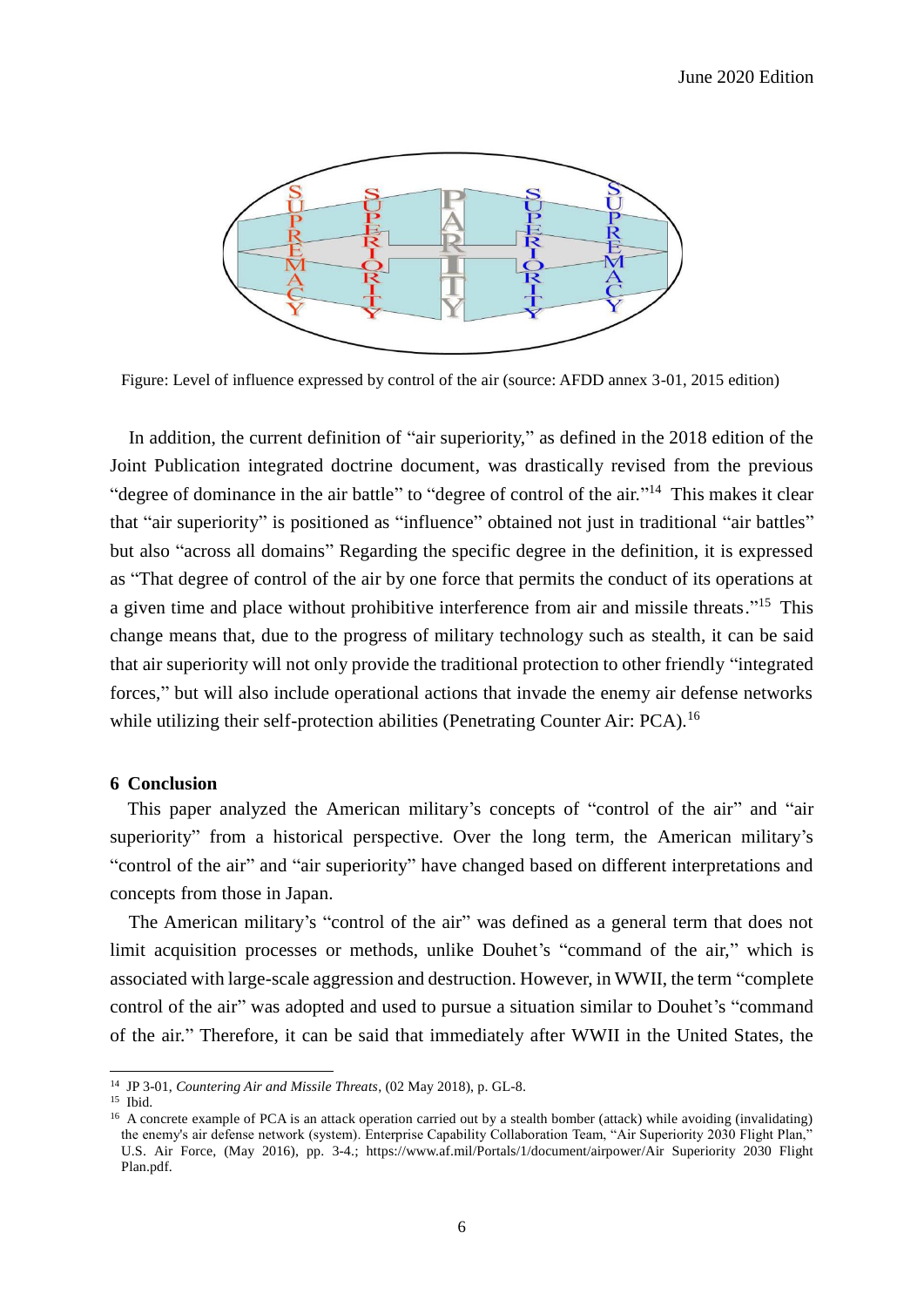Figure: Level of influence expressed by control of the air (source: AFDD annex 3-01, 2015 edition)

In addition, the current definition of "air superiority," as defined in the 2018 edition of the Joint Publication integrated doctrine document, was drastically revised from the previous "degree of dominance in the air battle" to "degree of control of the air."[14] This makes it clear that "air superiority" is positioned as "influence" obtained not just in traditional "air battles" but also "across all domains" Regarding the specific degree in the definition, it is expressed as "That degree of control of the air by one force that permits the conduct of its operations at a given time and place without prohibitive interference from air and missile threats."[15] This change means that, due to the progress of military technology such as stealth, it can be said that air superiority will not only provide the traditional protection to other friendly "integrated forces," but will also include operational actions that invade the enemy air defense networks while utilizing their self-protection abilities (Penetrating Counter Air: PCA).[16]

## 6 Conclusion

This paper analyzed the American military's concepts of "control of the air" and "air superiority" from a historical perspective. Over the long term, the American military's "control of the air" and "air superiority" have changed based on different interpretations and concepts from those in Japan.

The American military's "control of the air" was defined as a general term that does not limit acquisition processes or methods, unlike Douhet's "command of the air," which is associated with large-scale aggression and destruction. However, in WWII, the term "complete control of the air" was adopted and used to pursue a situation similar to Douhet's "command of the air." Therefore, it can be said that immediately after WWII in the United States, the

[14] JP 3-01, *Countering Air and Missile Threats*, (02 May 2018), p. GL-8.

[15] Ibid.

[16] A concrete example of PCA is an attack operation carried out by a stealth bomber (attack) while avoiding (invalidating) the enemy's air defense network (system). Enterprise Capability Collaboration Team, "Air Superiority 2030 Flight Plan," U.S. Air Force, (May 2016), pp. 3-4.; https://www.af.mil/Portals/1/document/airpower/Air Superiority 2030 Flight Plan.pdf.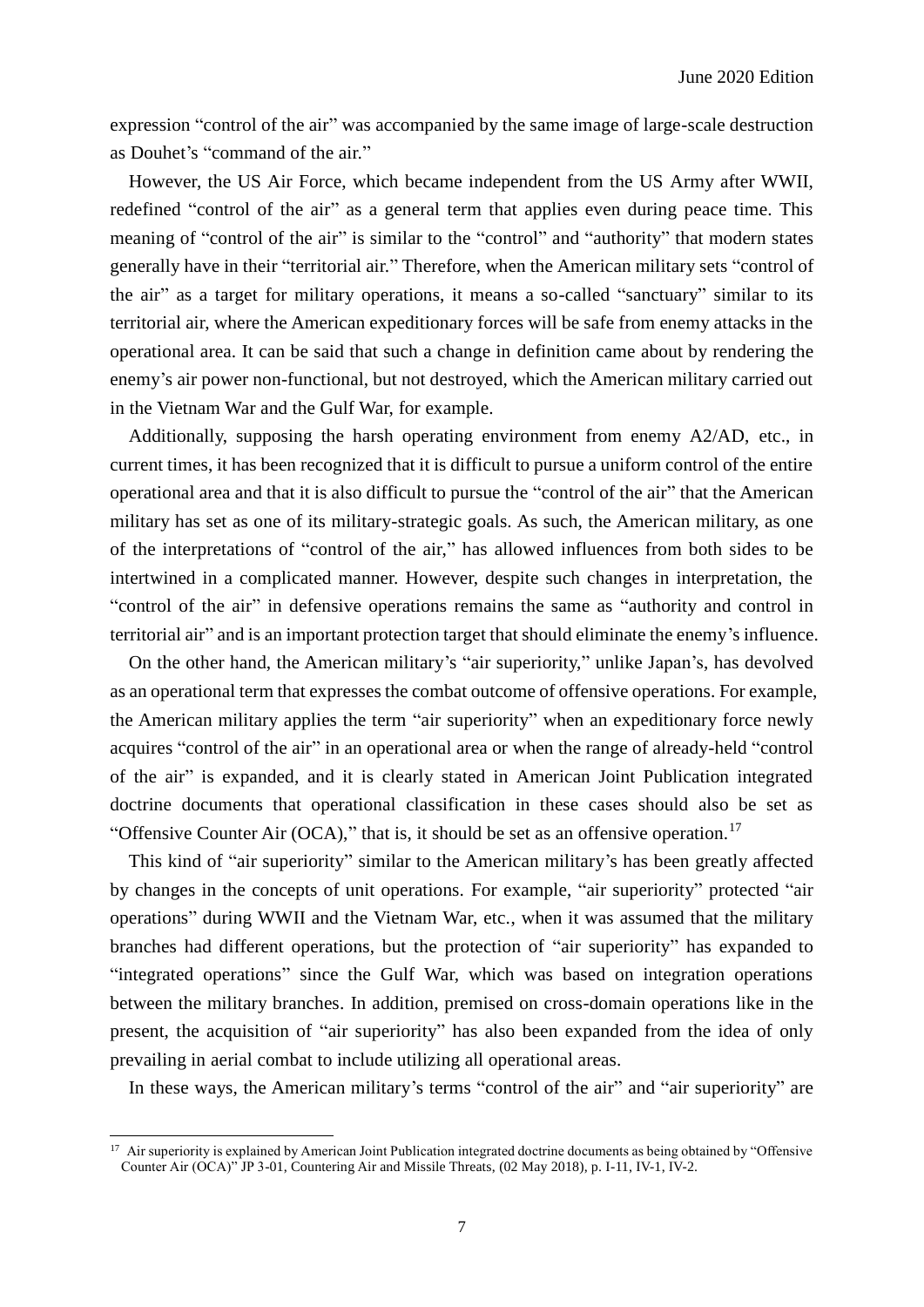expression "control of the air" was accompanied by the same image of large-scale destruction as Douhet's "command of the air."

However, the US Air Force, which became independent from the US Army after WWII, redefined "control of the air" as a general term that applies even during peace time. This meaning of "control of the air" is similar to the "control" and "authority" that modern states generally have in their "territorial air." Therefore, when the American military sets "control of the air" as a target for military operations, it means a so-called "sanctuary" similar to its territorial air, where the American expeditionary forces will be safe from enemy attacks in the operational area. It can be said that such a change in definition came about by rendering the enemy's air power non-functional, but not destroyed, which the American military carried out in the Vietnam War and the Gulf War, for example.

Additionally, supposing the harsh operating environment from enemy A2/AD, etc., in current times, it has been recognized that it is difficult to pursue a uniform control of the entire operational area and that it is also difficult to pursue the "control of the air" that the American military has set as one of its military-strategic goals. As such, the American military, as one of the interpretations of "control of the air," has allowed influences from both sides to be intertwined in a complicated manner. However, despite such changes in interpretation, the "control of the air" in defensive operations remains the same as "authority and control in territorial air" and is an important protection target that should eliminate the enemy's influence.

On the other hand, the American military's "air superiority," unlike Japan's, has devolved as an operational term that expresses the combat outcome of offensive operations. For example, the American military applies the term "air superiority" when an expeditionary force newly acquires "control of the air" in an operational area or when the range of already-held "control of the air" is expanded, and it is clearly stated in American Joint Publication integrated doctrine documents that operational classification in these cases should also be set as "Offensive Counter Air (OCA)," that is, it should be set as an offensive operation.[17]

This kind of "air superiority" similar to the American military's has been greatly affected by changes in the concepts of unit operations. For example, "air superiority" protected "air operations" during WWII and the Vietnam War, etc., when it was assumed that the military branches had different operations, but the protection of "air superiority" has expanded to "integrated operations" since the Gulf War, which was based on integration operations between the military branches. In addition, premised on cross-domain operations like in the present, the acquisition of "air superiority" has also been expanded from the idea of only prevailing in aerial combat to include utilizing all operational areas.

In these ways, the American military's terms "control of the air" and "air superiority" are

---

[17] Air superiority is explained by American Joint Publication integrated doctrine documents as being obtained by "Offensive Counter Air (OCA)" JP 3-01, Countering Air and Missile Threats, (02 May 2018), p. I-11, IV-1, IV-2.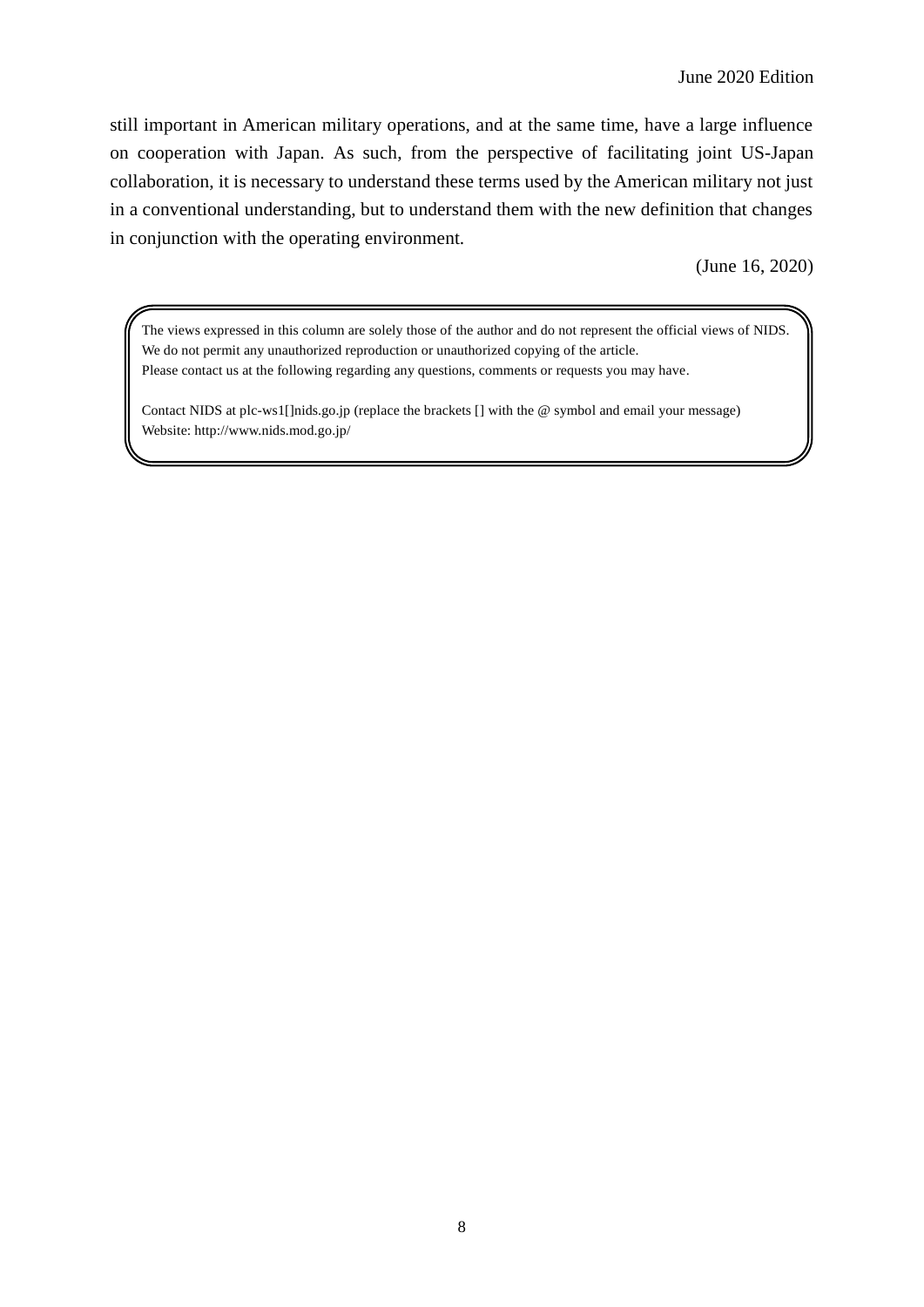still important in American military operations, and at the same time, have a large influence on cooperation with Japan. As such, from the perspective of facilitating joint US-Japan collaboration, it is necessary to understand these terms used by the American military not just in a conventional understanding, but to understand them with the new definition that changes in conjunction with the operating environment.

(June 16, 2020)

The views expressed in this column are solely those of the author and do not represent the official views of NIDS.
We do not permit any unauthorized reproduction or unauthorized copying of the article.
Please contact us at the following regarding any questions, comments or requests you may have.

Contact NIDS at plc-ws1[]nids.go.jp (replace the brackets [] with the @ symbol and email your message)
Website: http://www.nids.mod.go.jp/